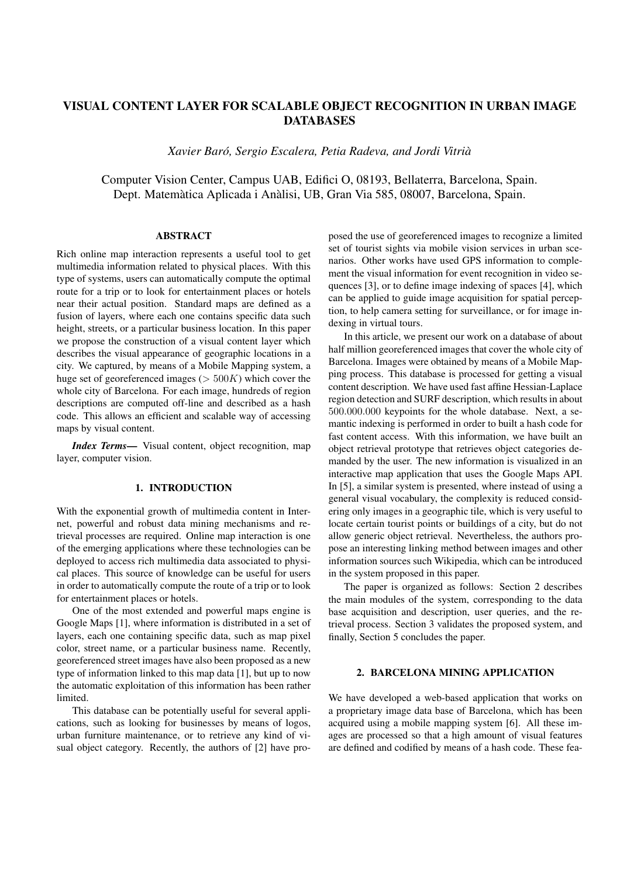# VISUAL CONTENT LAYER FOR SCALABLE OBJECT RECOGNITION IN URBAN IMAGE DATABASES

*Xavier Baró, Sergio Escalera, Petia Radeva, and Jordi Vitrià*

Computer Vision Center, Campus UAB, Edifici O, 08193, Bellaterra, Barcelona, Spain.
Dept. Matemàtica Aplicada i Anàlisi, UB, Gran Via 585, 08007, Barcelona, Spain.

## ABSTRACT

Rich online map interaction represents a useful tool to get multimedia information related to physical places. With this type of systems, users can automatically compute the optimal route for a trip or to look for entertainment places or hotels near their actual position. Standard maps are defined as a fusion of layers, where each one contains specific data such height, streets, or a particular business location. In this paper we propose the construction of a visual content layer which describes the visual appearance of geographic locations in a city. We captured, by means of a Mobile Mapping system, a huge set of georeferenced images ($> 500K$) which cover the whole city of Barcelona. For each image, hundreds of region descriptions are computed off-line and described as a hash code. This allows an efficient and scalable way of accessing maps by visual content.

***Index Terms—*** Visual content, object recognition, map layer, computer vision.

## 1. INTRODUCTION

With the exponential growth of multimedia content in Internet, powerful and robust data mining mechanisms and retrieval processes are required. Online map interaction is one of the emerging applications where these technologies can be deployed to access rich multimedia data associated to physical places. This source of knowledge can be useful for users in order to automatically compute the route of a trip or to look for entertainment places or hotels.

One of the most extended and powerful maps engine is Google Maps [1], where information is distributed in a set of layers, each one containing specific data, such as map pixel color, street name, or a particular business name. Recently, georeferenced street images have also been proposed as a new type of information linked to this map data [1], but up to now the automatic exploitation of this information has been rather limited.

This database can be potentially useful for several applications, such as looking for businesses by means of logos, urban furniture maintenance, or to retrieve any kind of visual object category. Recently, the authors of [2] have proposed the use of georeferenced images to recognize a limited set of tourist sights via mobile vision services in urban scenarios. Other works have used GPS information to complement the visual information for event recognition in video sequences [3], or to define image indexing of spaces [4], which can be applied to guide image acquisition for spatial perception, to help camera setting for surveillance, or for image indexing in virtual tours.

In this article, we present our work on a database of about half million georeferenced images that cover the whole city of Barcelona. Images were obtained by means of a Mobile Mapping process. This database is processed for getting a visual content description. We have used fast affine Hessian-Laplace region detection and SURF description, which results in about $500.000.000$ keypoints for the whole database. Next, a semantic indexing is performed in order to built a hash code for fast content access. With this information, we have built an object retrieval prototype that retrieves object categories demanded by the user. The new information is visualized in an interactive map application that uses the Google Maps API. In [5], a similar system is presented, where instead of using a general visual vocabulary, the complexity is reduced considering only images in a geographic tile, which is very useful to locate certain tourist points or buildings of a city, but do not allow generic object retrieval. Nevertheless, the authors propose an interesting linking method between images and other information sources such Wikipedia, which can be introduced in the system proposed in this paper.

The paper is organized as follows: Section 2 describes the main modules of the system, corresponding to the data base acquisition and description, user queries, and the retrieval process. Section 3 validates the proposed system, and finally, Section 5 concludes the paper.

## 2. BARCELONA MINING APPLICATION

We have developed a web-based application that works on a proprietary image data base of Barcelona, which has been acquired using a mobile mapping system [6]. All these images are processed so that a high amount of visual features are defined and codified by means of a hash code. These fea-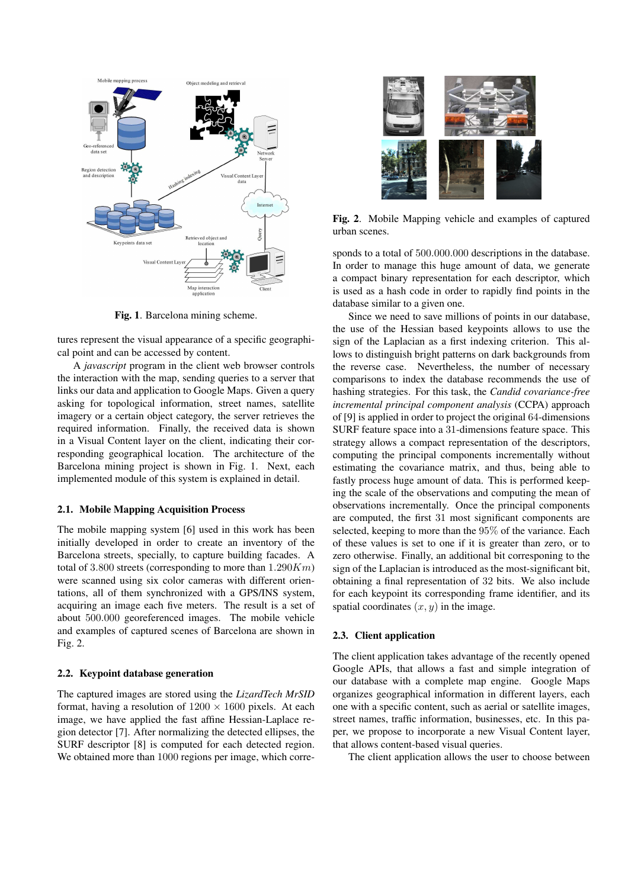Fig. 1. Barcelona mining scheme.

tures represent the visual appearance of a specific geographical point and can be accessed by content.

A *javascript* program in the client web browser controls the interaction with the map, sending queries to a server that links our data and application to Google Maps. Given a query asking for topological information, street names, satellite imagery or a certain object category, the server retrieves the required information. Finally, the received data is shown in a Visual Content layer on the client, indicating their corresponding geographical location. The architecture of the Barcelona mining project is shown in Fig. 1. Next, each implemented module of this system is explained in detail.

### 2.1. Mobile Mapping Acquisition Process

The mobile mapping system [6] used in this work has been initially developed in order to create an inventory of the Barcelona streets, specially, to capture building facades. A total of 3.800 streets (corresponding to more than $1.290Km$) were scanned using six color cameras with different orientations, all of them synchronized with a GPS/INS system, acquiring an image each five meters. The result is a set of about 500.000 georeferenced images. The mobile vehicle and examples of captured scenes of Barcelona are shown in Fig. 2.

### 2.2. Keypoint database generation

The captured images are stored using the *LizardTech MrSID* format, having a resolution of $1200 \times 1600$ pixels. At each image, we have applied the fast affine Hessian-Laplace region detector [7]. After normalizing the detected ellipses, the SURF descriptor [8] is computed for each detected region. We obtained more than 1000 regions per image, which corresponds to a total of 500.000.000 descriptions in the database. In order to manage this huge amount of data, we generate a compact binary representation for each descriptor, which is used as a hash code in order to rapidly find points in the database similar to a given one.

Fig. 2. Mobile Mapping vehicle and examples of captured urban scenes.

Since we need to save millions of points in our database, the use of the Hessian based keypoints allows to use the sign of the Laplacian as a first indexing criterion. This allows to distinguish bright patterns on dark backgrounds from the reverse case. Nevertheless, the number of necessary comparisons to index the database recommends the use of hashing strategies. For this task, the *Candid covariance-free incremental principal component analysis* (CCPA) approach of [9] is applied in order to project the original 64-dimensions SURF feature space into a 31-dimensions feature space. This strategy allows a compact representation of the descriptors, computing the principal components incrementally without estimating the covariance matrix, and thus, being able to fastly process huge amount of data. This is performed keeping the scale of the observations and computing the mean of observations incrementally. Once the principal components are computed, the first 31 most significant components are selected, keeping to more than the 95% of the variance. Each of these values is set to one if it is greater than zero, or to zero otherwise. Finally, an additional bit corresponing to the sign of the Laplacian is introduced as the most-significant bit, obtaining a final representation of 32 bits. We also include for each keypoint its corresponding frame identifier, and its spatial coordinates $(x, y)$ in the image.

### 2.3. Client application

The client application takes advantage of the recently opened Google APIs, that allows a fast and simple integration of our database with a complete map engine. Google Maps organizes geographical information in different layers, each one with a specific content, such as aerial or satellite images, street names, traffic information, businesses, etc. In this paper, we propose to incorporate a new Visual Content layer, that allows content-based visual queries.

The client application allows the user to choose between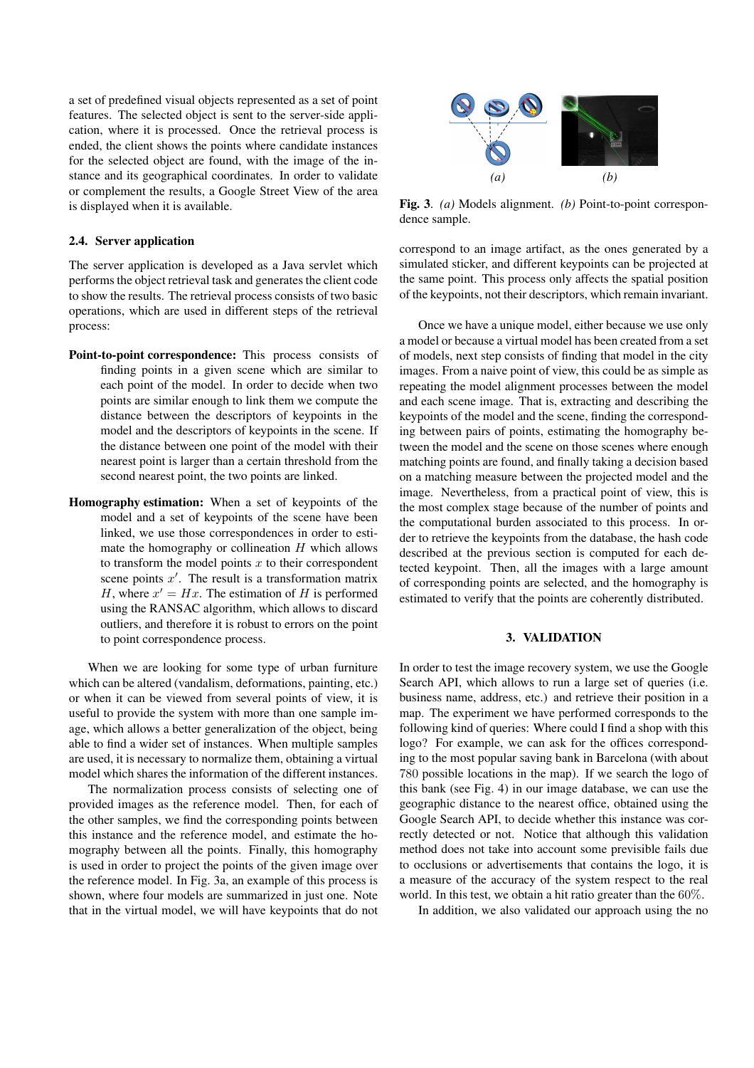a set of predefined visual objects represented as a set of point features. The selected object is sent to the server-side application, where it is processed. Once the retrieval process is ended, the client shows the points where candidate instances for the selected object are found, with the image of the instance and its geographical coordinates. In order to validate or complement the results, a Google Street View of the area is displayed when it is available.

### 2.4. Server application

The server application is developed as a Java servlet which performs the object retrieval task and generates the client code to show the results. The retrieval process consists of two basic operations, which are used in different steps of the retrieval process:

**Point-to-point correspondence:** This process consists of finding points in a given scene which are similar to each point of the model. In order to decide when two points are similar enough to link them we compute the distance between the descriptors of keypoints in the model and the descriptors of keypoints in the scene. If the distance between one point of the model with their nearest point is larger than a certain threshold from the second nearest point, the two points are linked.

**Homography estimation:** When a set of keypoints of the model and a set of keypoints of the scene have been linked, we use those correspondences in order to estimate the homography or collineation $H$ which allows to transform the model points $x$ to their correspondent scene points $x'$. The result is a transformation matrix $H$, where $x' = Hx$. The estimation of $H$ is performed using the RANSAC algorithm, which allows to discard outliers, and therefore it is robust to errors on the point to point correspondence process.

When we are looking for some type of urban furniture which can be altered (vandalism, deformations, painting, etc.) or when it can be viewed from several points of view, it is useful to provide the system with more than one sample image, which allows a better generalization of the object, being able to find a wider set of instances. When multiple samples are used, it is necessary to normalize them, obtaining a virtual model which shares the information of the different instances.

The normalization process consists of selecting one of provided images as the reference model. Then, for each of the other samples, we find the corresponding points between this instance and the reference model, and estimate the homography between all the points. Finally, this homography is used in order to project the points of the given image over the reference model. In Fig. 3a, an example of this process is shown, where four models are summarized in just one. Note that in the virtual model, we will have keypoints that do not correspond to an image artifact, as the ones generated by a simulated sticker, and different keypoints can be projected at the same point. This process only affects the spatial position of the keypoints, not their descriptors, which remain invariant.

**Fig. 3**. *(a)* Models alignment. *(b)* Point-to-point correspondence sample.

Once we have a unique model, either because we use only a model or because a virtual model has been created from a set of models, next step consists of finding that model in the city images. From a naive point of view, this could be as simple as repeating the model alignment processes between the model and each scene image. That is, extracting and describing the keypoints of the model and the scene, finding the corresponding between pairs of points, estimating the homography between the model and the scene on those scenes where enough matching points are found, and finally taking a decision based on a matching measure between the projected model and the image. Nevertheless, from a practical point of view, this is the most complex stage because of the number of points and the computational burden associated to this process. In order to retrieve the keypoints from the database, the hash code described at the previous section is computed for each detected keypoint. Then, all the images with a large amount of corresponding points are selected, and the homography is estimated to verify that the points are coherently distributed.

## 3. VALIDATION

In order to test the image recovery system, we use the Google Search API, which allows to run a large set of queries (i.e. business name, address, etc.) and retrieve their position in a map. The experiment we have performed corresponds to the following kind of queries: Where could I find a shop with this logo? For example, we can ask for the offices corresponding to the most popular saving bank in Barcelona (with about 780 possible locations in the map). If we search the logo of this bank (see Fig. 4) in our image database, we can use the geographic distance to the nearest office, obtained using the Google Search API, to decide whether this instance was correctly detected or not. Notice that although this validation method does not take into account some previsible fails due to occlusions or advertisements that contains the logo, it is a measure of the accuracy of the system respect to the real world. In this test, we obtain a hit ratio greater than the 60%.

In addition, we also validated our approach using the no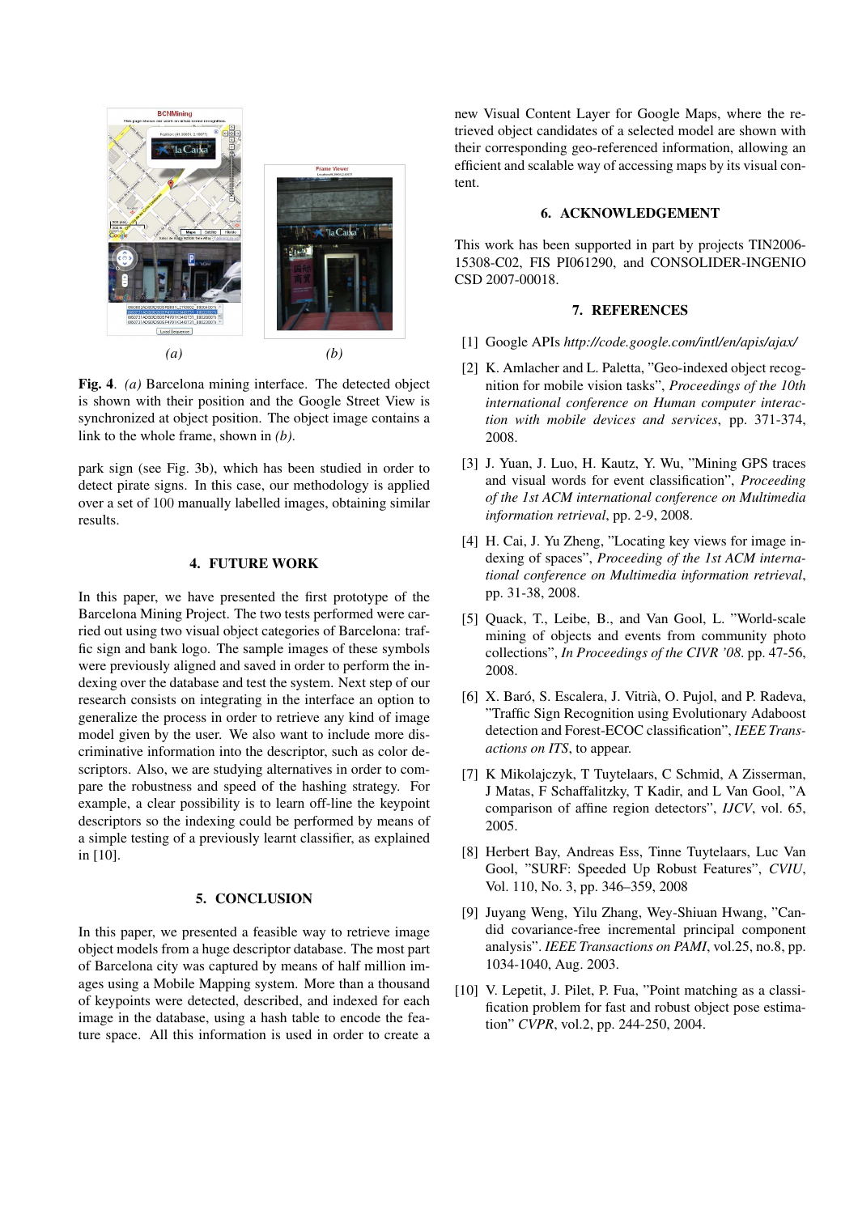*(a)* *(b)*

**Fig. 4**. *(a)* Barcelona mining interface. The detected object is shown with their position and the Google Street View is synchronized at object position. The object image contains a link to the whole frame, shown in *(b)*.

park sign (see Fig. 3b), which has been studied in order to detect pirate signs. In this case, our methodology is applied over a set of 100 manually labelled images, obtaining similar results.

## 4. FUTURE WORK

In this paper, we have presented the first prototype of the Barcelona Mining Project. The two tests performed were carried out using two visual object categories of Barcelona: traffic sign and bank logo. The sample images of these symbols were previously aligned and saved in order to perform the indexing over the database and test the system. Next step of our research consists on integrating in the interface an option to generalize the process in order to retrieve any kind of image model given by the user. We also want to include more discriminative information into the descriptor, such as color descriptors. Also, we are studying alternatives in order to compare the robustness and speed of the hashing strategy. For example, a clear possibility is to learn off-line the keypoint descriptors so the indexing could be performed by means of a simple testing of a previously learnt classifier, as explained in [10].

## 5. CONCLUSION

In this paper, we presented a feasible way to retrieve image object models from a huge descriptor database. The most part of Barcelona city was captured by means of half million images using a Mobile Mapping system. More than a thousand of keypoints were detected, described, and indexed for each image in the database, using a hash table to encode the feature space. All this information is used in order to create a new Visual Content Layer for Google Maps, where the retrieved object candidates of a selected model are shown with their corresponding geo-referenced information, allowing an efficient and scalable way of accessing maps by its visual content.

## 6. ACKNOWLEDGEMENT

This work has been supported in part by projects TIN2006-15308-C02, FIS PI061290, and CONSOLIDER-INGENIO CSD 2007-00018.

## 7. REFERENCES

[1] Google APIs *http://code.google.com/intl/en/apis/ajax/*

[2] K. Amlacher and L. Paletta, "Geo-indexed object recognition for mobile vision tasks", *Proceedings of the 10th international conference on Human computer interaction with mobile devices and services*, pp. 371-374, 2008.

[3] J. Yuan, J. Luo, H. Kautz, Y. Wu, "Mining GPS traces and visual words for event classification", *Proceeding of the 1st ACM international conference on Multimedia information retrieval*, pp. 2-9, 2008.

[4] H. Cai, J. Yu Zheng, "Locating key views for image indexing of spaces", *Proceeding of the 1st ACM international conference on Multimedia information retrieval*, pp. 31-38, 2008.

[5] Quack, T., Leibe, B., and Van Gool, L. "World-scale mining of objects and events from community photo collections", *In Proceedings of the CIVR '08*. pp. 47-56, 2008.

[6] X. Baró, S. Escalera, J. Vitrià, O. Pujol, and P. Radeva, "Traffic Sign Recognition using Evolutionary Adaboost detection and Forest-ECOC classification", *IEEE Transactions on ITS*, to appear.

[7] K Mikolajczyk, T Tuytelaars, C Schmid, A Zisserman, J Matas, F Schaffalitzky, T Kadir, and L Van Gool, "A comparison of affine region detectors", *IJCV*, vol. 65, 2005.

[8] Herbert Bay, Andreas Ess, Tinne Tuytelaars, Luc Van Gool, "SURF: Speeded Up Robust Features", *CVIU*, Vol. 110, No. 3, pp. 346–359, 2008

[9] Juyang Weng, Yilu Zhang, Wey-Shiuan Hwang, "Candid covariance-free incremental principal component analysis". *IEEE Transactions on PAMI*, vol.25, no.8, pp. 1034-1040, Aug. 2003.

[10] V. Lepetit, J. Pilet, P. Fua, "Point matching as a classification problem for fast and robust object pose estimation" *CVPR*, vol.2, pp. 244-250, 2004.